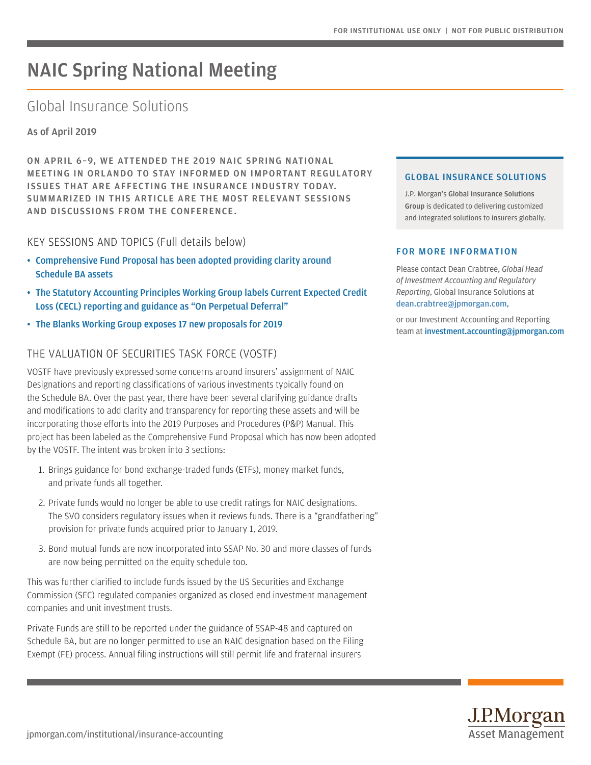# NAIC Spring National Meeting

## Global Insurance Solutions

As of April 2019

**ON APRIL 6–9, WE ATTENDED THE 2019 NAIC SPRING NATIONAL MEETING IN ORLANDO TO STAY INFORMED ON IMPORTANT REGULATORY ISSUES THAT ARE AFFECTING THE INSURANCE INDUSTRY TODAY. SUMMARIZED IN THIS ARTICLE ARE THE MOST RELEVANT SESSIONS AND DISCUSSIONS FROM THE CONFERENCE.**

### KEY SESSIONS AND TOPICS (Full details below)

- Comprehensive Fund Proposal has been adopted providing clarity around Schedule BA assets
- The Statutory Accounting Principles Working Group labels Current Expected Credit Loss (CECL) reporting and guidance as "On Perpetual Deferral"
- The Blanks Working Group exposes 17 new proposals for 2019

### THE VALUATION OF SECURITIES TASK FORCE (VOSTF)

VOSTF have previously expressed some concerns around insurers' assignment of NAIC Designations and reporting classifications of various investments typically found on the Schedule BA. Over the past year, there have been several clarifying guidance drafts and modifications to add clarity and transparency for reporting these assets and will be incorporating those efforts into the 2019 Purposes and Procedures (P&P) Manual. This project has been labeled as the Comprehensive Fund Proposal which has now been adopted by the VOSTF. The intent was broken into 3 sections:

1. Brings guidance for bond exchange-traded funds (ETFs), money market funds, and private funds all together.
2. Private funds would no longer be able to use credit ratings for NAIC designations. The SVO considers regulatory issues when it reviews funds. There is a "grandfathering" provision for private funds acquired prior to January 1, 2019.
3. Bond mutual funds are now incorporated into SSAP No. 30 and more classes of funds are now being permitted on the equity schedule too.

This was further clarified to include funds issued by the US Securities and Exchange Commission (SEC) regulated companies organized as closed end investment management companies and unit investment trusts.

Private Funds are still to be reported under the guidance of SSAP-48 and captured on Schedule BA, but are no longer permitted to use an NAIC designation based on the Filing Exempt (FE) process. Annual filing instructions will still permit life and fraternal insurers

**GLOBAL INSURANCE SOLUTIONS**

J.P. Morgan's **Global Insurance Solutions Group** is dedicated to delivering customized and integrated solutions to insurers globally.

**FOR MORE INFORMATION**

Please contact Dean Crabtree, *Global Head of Investment Accounting and Regulatory Reporting*, Global Insurance Solutions at dean.crabtree@jpmorgan.com,

or our Investment Accounting and Reporting team at investment.accounting@jpmorgan.com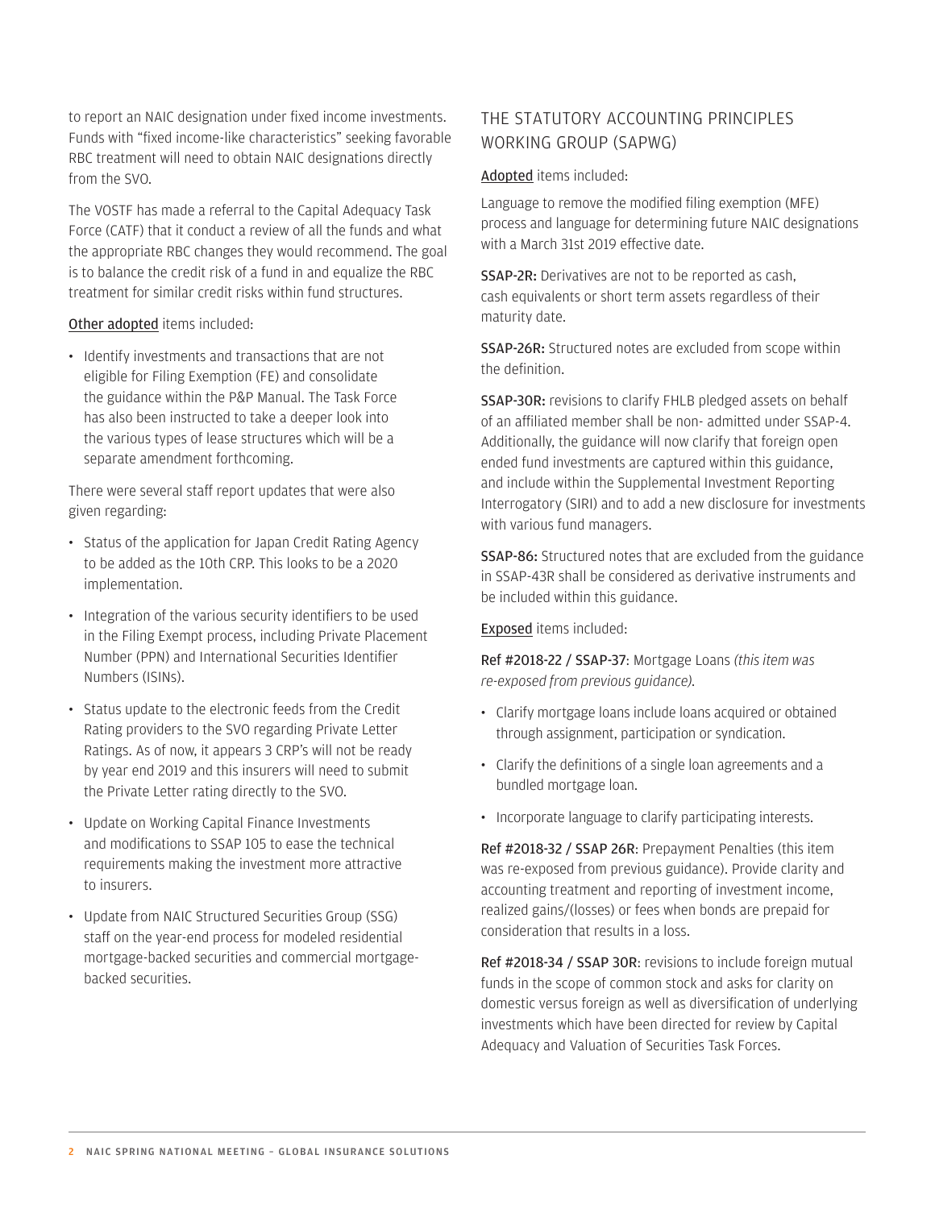to report an NAIC designation under fixed income investments. Funds with "fixed income-like characteristics" seeking favorable RBC treatment will need to obtain NAIC designations directly from the SVO.

The VOSTF has made a referral to the Capital Adequacy Task Force (CATF) that it conduct a review of all the funds and what the appropriate RBC changes they would recommend. The goal is to balance the credit risk of a fund in and equalize the RBC treatment for similar credit risks within fund structures.

Other adopted items included:

- Identify investments and transactions that are not eligible for Filing Exemption (FE) and consolidate the guidance within the P&P Manual. The Task Force has also been instructed to take a deeper look into the various types of lease structures which will be a separate amendment forthcoming.

There were several staff report updates that were also given regarding:

- Status of the application for Japan Credit Rating Agency to be added as the 10th CRP. This looks to be a 2020 implementation.
- Integration of the various security identifiers to be used in the Filing Exempt process, including Private Placement Number (PPN) and International Securities Identifier Numbers (ISINs).
- Status update to the electronic feeds from the Credit Rating providers to the SVO regarding Private Letter Ratings. As of now, it appears 3 CRP's will not be ready by year end 2019 and this insurers will need to submit the Private Letter rating directly to the SVO.
- Update on Working Capital Finance Investments and modifications to SSAP 105 to ease the technical requirements making the investment more attractive to insurers.
- Update from NAIC Structured Securities Group (SSG) staff on the year-end process for modeled residential mortgage-backed securities and commercial mortgage-backed securities.

## THE STATUTORY ACCOUNTING PRINCIPLES WORKING GROUP (SAPWG)

Adopted items included:

Language to remove the modified filing exemption (MFE) process and language for determining future NAIC designations with a March 31st 2019 effective date.

**SSAP-2R:** Derivatives are not to be reported as cash, cash equivalents or short term assets regardless of their maturity date.

**SSAP-26R:** Structured notes are excluded from scope within the definition.

**SSAP-30R:** revisions to clarify FHLB pledged assets on behalf of an affiliated member shall be non- admitted under SSAP-4. Additionally, the guidance will now clarify that foreign open ended fund investments are captured within this guidance, and include within the Supplemental Investment Reporting Interrogatory (SIRI) and to add a new disclosure for investments with various fund managers.

**SSAP-86:** Structured notes that are excluded from the guidance in SSAP-43R shall be considered as derivative instruments and be included within this guidance.

Exposed items included:

**Ref #2018-22 / SSAP-37**: Mortgage Loans *(this item was re-exposed from previous guidance).*

- Clarify mortgage loans include loans acquired or obtained through assignment, participation or syndication.
- Clarify the definitions of a single loan agreements and a bundled mortgage loan.
- Incorporate language to clarify participating interests.

**Ref #2018-32 / SSAP 26R**: Prepayment Penalties (this item was re-exposed from previous guidance). Provide clarity and accounting treatment and reporting of investment income, realized gains/(losses) or fees when bonds are prepaid for consideration that results in a loss.

**Ref #2018-34 / SSAP 30R**: revisions to include foreign mutual funds in the scope of common stock and asks for clarity on domestic versus foreign as well as diversification of underlying investments which have been directed for review by Capital Adequacy and Valuation of Securities Task Forces.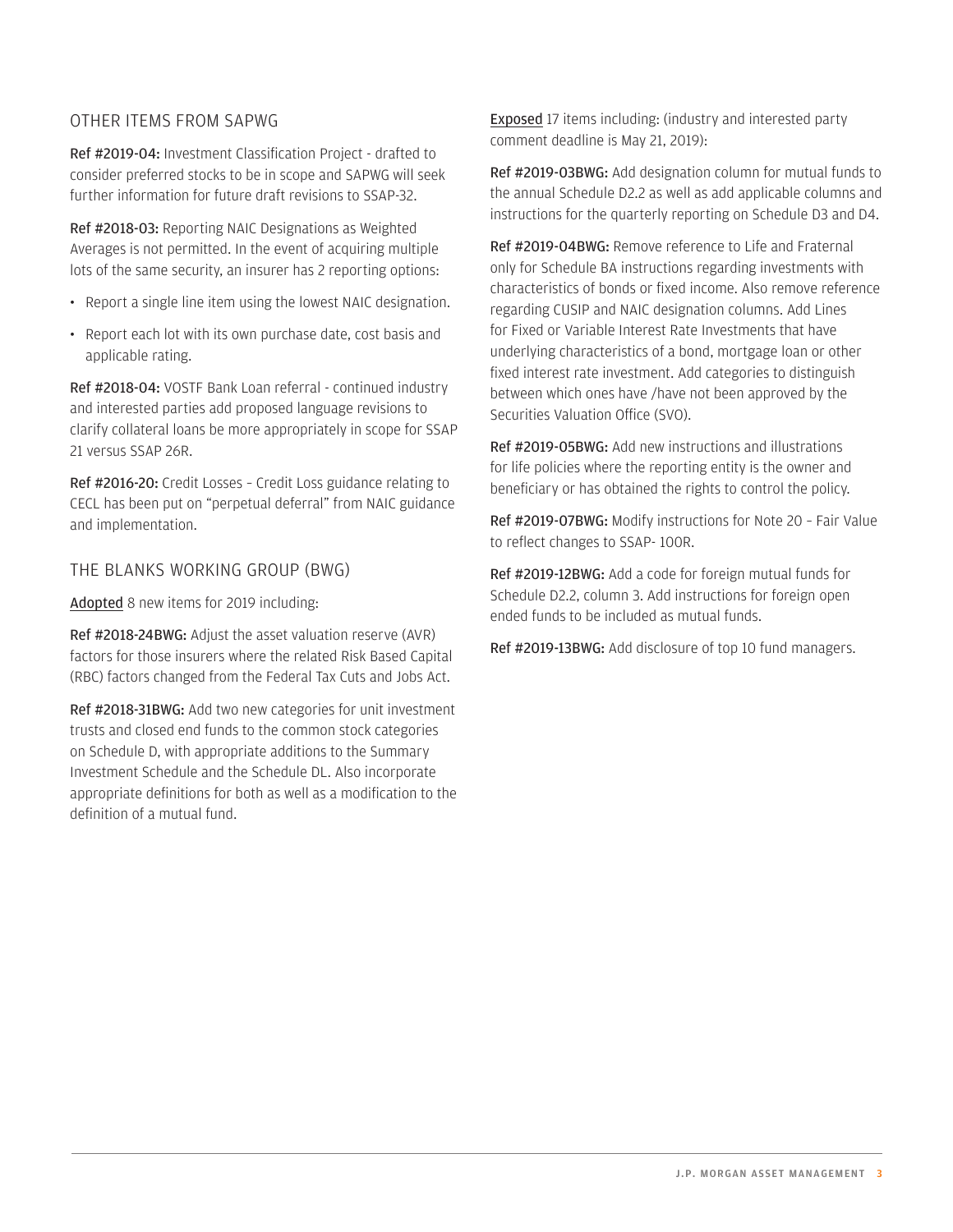## OTHER ITEMS FROM SAPWG

**Ref #2019-04:** Investment Classification Project - drafted to consider preferred stocks to be in scope and SAPWG will seek further information for future draft revisions to SSAP-32.

**Ref #2018-03:** Reporting NAIC Designations as Weighted Averages is not permitted. In the event of acquiring multiple lots of the same security, an insurer has 2 reporting options:

- Report a single line item using the lowest NAIC designation.
- Report each lot with its own purchase date, cost basis and applicable rating.

**Ref #2018-04:** VOSTF Bank Loan referral - continued industry and interested parties add proposed language revisions to clarify collateral loans be more appropriately in scope for SSAP 21 versus SSAP 26R.

**Ref #2016-20:** Credit Losses – Credit Loss guidance relating to CECL has been put on "perpetual deferral" from NAIC guidance and implementation.

## THE BLANKS WORKING GROUP (BWG)

Adopted 8 new items for 2019 including:

**Ref #2018-24BWG:** Adjust the asset valuation reserve (AVR) factors for those insurers where the related Risk Based Capital (RBC) factors changed from the Federal Tax Cuts and Jobs Act.

**Ref #2018-31BWG:** Add two new categories for unit investment trusts and closed end funds to the common stock categories on Schedule D, with appropriate additions to the Summary Investment Schedule and the Schedule DL. Also incorporate appropriate definitions for both as well as a modification to the definition of a mutual fund.

Exposed 17 items including: (industry and interested party comment deadline is May 21, 2019):

**Ref #2019-03BWG:** Add designation column for mutual funds to the annual Schedule D2.2 as well as add applicable columns and instructions for the quarterly reporting on Schedule D3 and D4.

**Ref #2019-04BWG:** Remove reference to Life and Fraternal only for Schedule BA instructions regarding investments with characteristics of bonds or fixed income. Also remove reference regarding CUSIP and NAIC designation columns. Add Lines for Fixed or Variable Interest Rate Investments that have underlying characteristics of a bond, mortgage loan or other fixed interest rate investment. Add categories to distinguish between which ones have /have not been approved by the Securities Valuation Office (SVO).

**Ref #2019-05BWG:** Add new instructions and illustrations for life policies where the reporting entity is the owner and beneficiary or has obtained the rights to control the policy.

**Ref #2019-07BWG:** Modify instructions for Note 20 – Fair Value to reflect changes to SSAP- 100R.

**Ref #2019-12BWG:** Add a code for foreign mutual funds for Schedule D2.2, column 3. Add instructions for foreign open ended funds to be included as mutual funds.

**Ref #2019-13BWG:** Add disclosure of top 10 fund managers.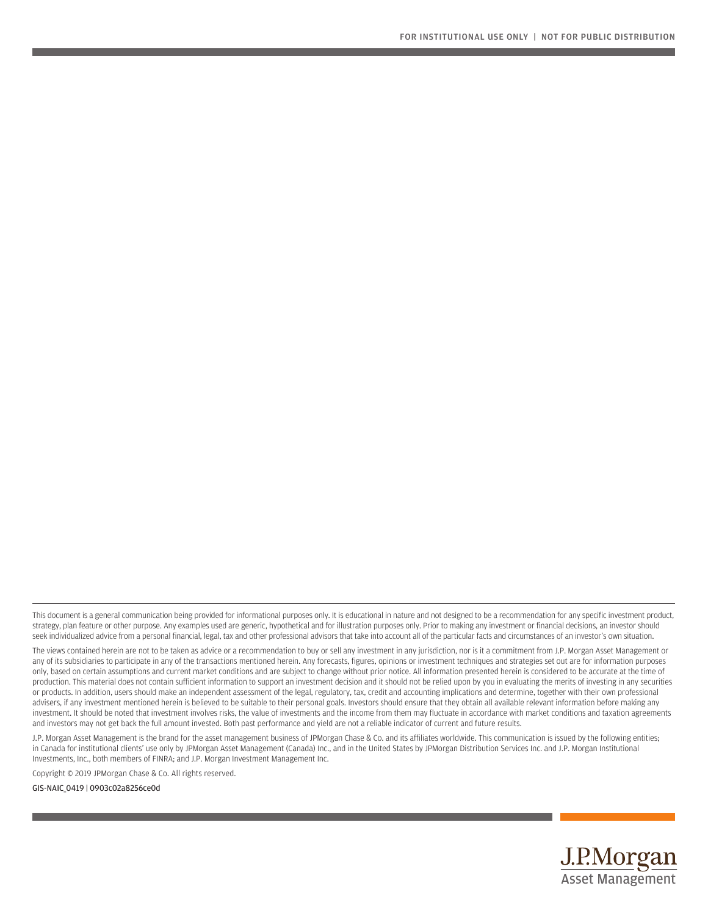This document is a general communication being provided for informational purposes only. It is educational in nature and not designed to be a recommendation for any specific investment product, strategy, plan feature or other purpose. Any examples used are generic, hypothetical and for illustration purposes only. Prior to making any investment or financial decisions, an investor should seek individualized advice from a personal financial, legal, tax and other professional advisors that take into account all of the particular facts and circumstances of an investor's own situation.

The views contained herein are not to be taken as advice or a recommendation to buy or sell any investment in any jurisdiction, nor is it a commitment from J.P. Morgan Asset Management or any of its subsidiaries to participate in any of the transactions mentioned herein. Any forecasts, figures, opinions or investment techniques and strategies set out are for information purposes only, based on certain assumptions and current market conditions and are subject to change without prior notice. All information presented herein is considered to be accurate at the time of production. This material does not contain sufficient information to support an investment decision and it should not be relied upon by you in evaluating the merits of investing in any securities or products. In addition, users should make an independent assessment of the legal, regulatory, tax, credit and accounting implications and determine, together with their own professional advisers, if any investment mentioned herein is believed to be suitable to their personal goals. Investors should ensure that they obtain all available relevant information before making any investment. It should be noted that investment involves risks, the value of investments and the income from them may fluctuate in accordance with market conditions and taxation agreements and investors may not get back the full amount invested. Both past performance and yield are not a reliable indicator of current and future results.

J.P. Morgan Asset Management is the brand for the asset management business of JPMorgan Chase & Co. and its affiliates worldwide. This communication is issued by the following entities; in Canada for institutional clients' use only by JPMorgan Asset Management (Canada) Inc., and in the United States by JPMorgan Distribution Services Inc. and J.P. Morgan Institutional Investments, Inc., both members of FINRA; and J.P. Morgan Investment Management Inc.

Copyright © 2019 JPMorgan Chase & Co. All rights reserved.

GIS-NAIC_0419 | 0903c02a8256ce0d

J.P.Morgan
Asset Management